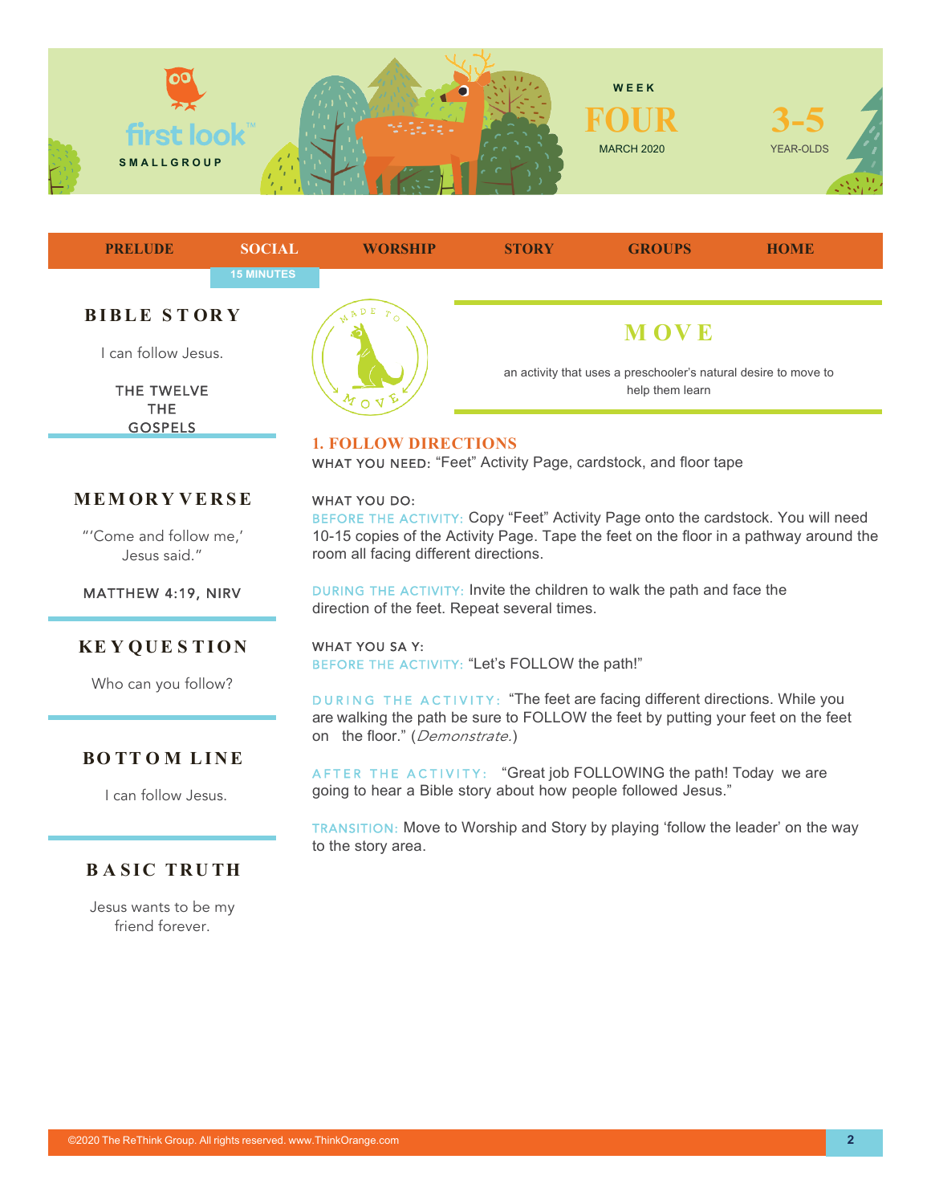first look™ SMALLGROUP

WEEK
# FOUR
MARCH 2020

3-5
YEAR-OLDS

PRELUDE | SOCIAL | WORSHIP | STORY | GROUPS | HOME

15 MINUTES

## BIBLE STORY

I can follow Jesus.

THE TWELVE
THE
GOSPELS

## MEMORY VERSE

"'Come and follow me,' Jesus said."

MATTHEW 4:19, NIRV

## KEY QUESTION

Who can you follow?

## BOTTOM LINE

I can follow Jesus.

## BASIC TRUTH

Jesus wants to be my friend forever.

MADE TO MOVE

## MOVE

an activity that uses a preschooler's natural desire to move to help them learn

### 1. FOLLOW DIRECTIONS

WHAT YOU NEED: "Feet" Activity Page, cardstock, and floor tape

WHAT YOU DO:

BEFORE THE ACTIVITY: Copy "Feet" Activity Page onto the cardstock. You will need 10-15 copies of the Activity Page. Tape the feet on the floor in a pathway around the room all facing different directions.

DURING THE ACTIVITY: Invite the children to walk the path and face the direction of the feet. Repeat several times.

WHAT YOU SAY:

BEFORE THE ACTIVITY: "Let's FOLLOW the path!"

DURING THE ACTIVITY: "The feet are facing different directions. While you are walking the path be sure to FOLLOW the feet by putting your feet on the feet on the floor." (*Demonstrate.*)

AFTER THE ACTIVITY: "Great job FOLLOWING the path! Today we are going to hear a Bible story about how people followed Jesus."

TRANSITION: Move to Worship and Story by playing 'follow the leader' on the way to the story area.

©2020 The ReThink Group. All rights reserved. www.ThinkOrange.com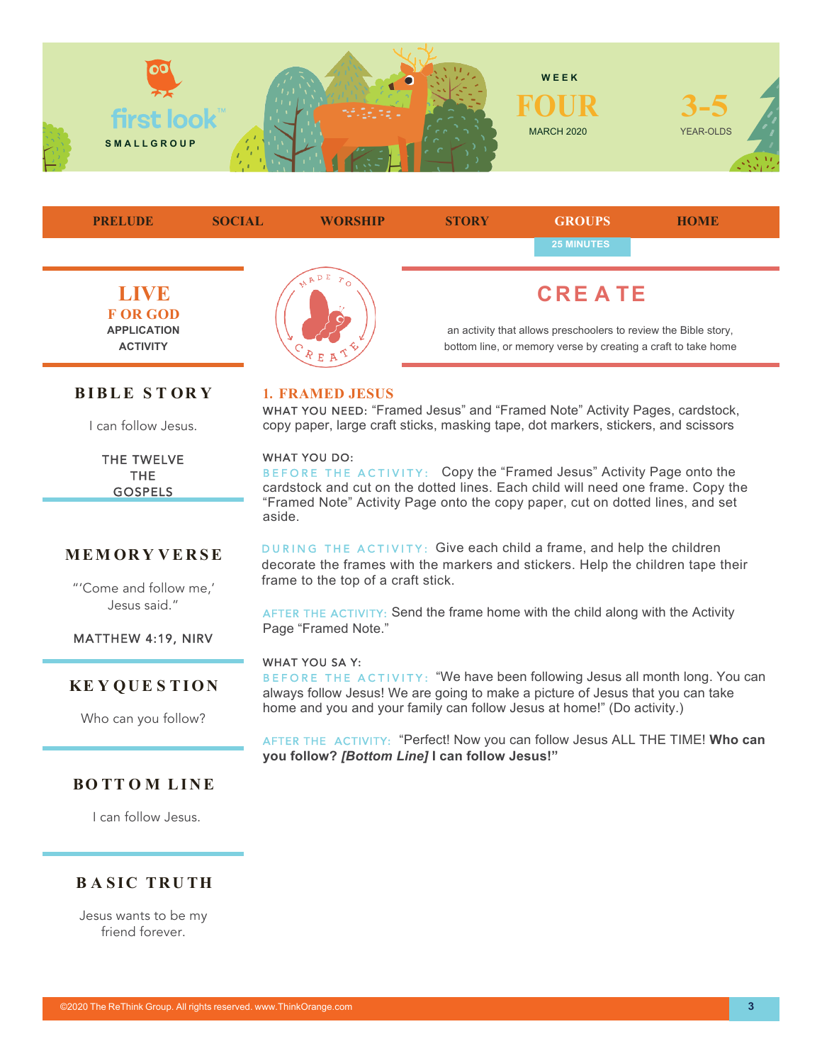first look SMALLGROUP

WEEK **FOUR** MARCH 2020

**3-5** YEAR-OLDS

PRELUDE | SOCIAL | WORSHIP | STORY | GROUPS (25 MINUTES) | HOME

## LIVE FOR GOD

APPLICATION ACTIVITY

## CREATE

an activity that allows preschoolers to review the Bible story, bottom line, or memory verse by creating a craft to take home

### BIBLE STORY

I can follow Jesus.

THE TWELVE
THE GOSPELS

### MEMORY VERSE

"'Come and follow me,' Jesus said."

MATTHEW 4:19, NIRV

### KEY QUESTION

Who can you follow?

### BOTTOM LINE

I can follow Jesus.

### BASIC TRUTH

Jesus wants to be my friend forever.

### 1. FRAMED JESUS

WHAT YOU NEED: "Framed Jesus" and "Framed Note" Activity Pages, cardstock, copy paper, large craft sticks, masking tape, dot markers, stickers, and scissors

WHAT YOU DO:

BEFORE THE ACTIVITY: Copy the "Framed Jesus" Activity Page onto the cardstock and cut on the dotted lines. Each child will need one frame. Copy the "Framed Note" Activity Page onto the copy paper, cut on dotted lines, and set aside.

DURING THE ACTIVITY: Give each child a frame, and help the children decorate the frames with the markers and stickers. Help the children tape their frame to the top of a craft stick.

AFTER THE ACTIVITY: Send the frame home with the child along with the Activity Page "Framed Note."

WHAT YOU SAY:

BEFORE THE ACTIVITY: "We have been following Jesus all month long. You can always follow Jesus! We are going to make a picture of Jesus that you can take home and you and your family can follow Jesus at home!" (Do activity.)

AFTER THE ACTIVITY: "Perfect! Now you can follow Jesus ALL THE TIME! **Who can you follow? *[Bottom Line]* I can follow Jesus!"**

©2020 The ReThink Group. All rights reserved. www.ThinkOrange.com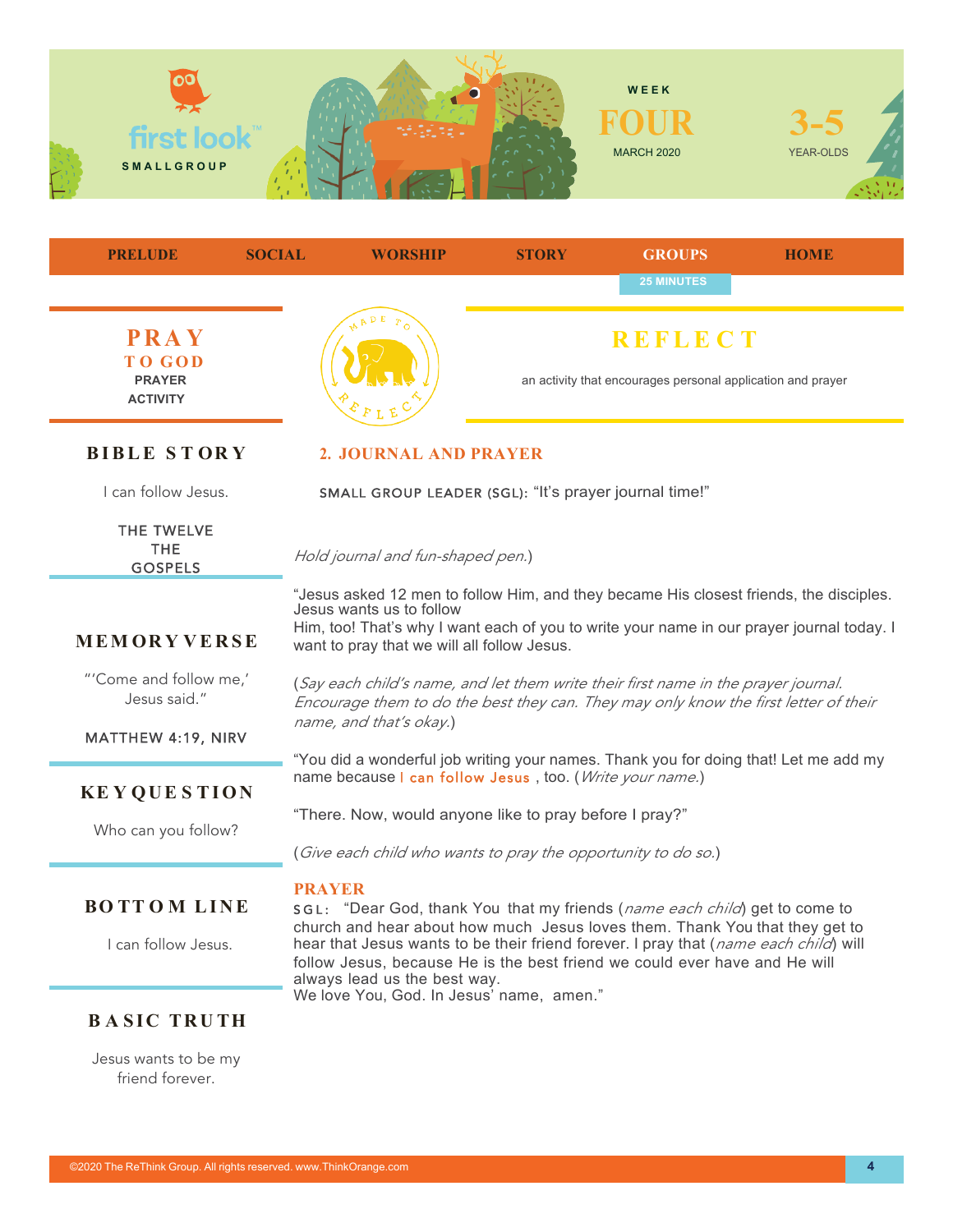first look SMALLGROUP

WEEK FOUR MARCH 2020

3-5 YEAR-OLDS

PRELUDE | SOCIAL | WORSHIP | STORY | GROUPS | HOME

25 MINUTES

## PRAY TO GOD

PRAYER ACTIVITY

### BIBLE STORY

I can follow Jesus.

THE TWELVE
THE
GOSPELS

### MEMORY VERSE

"'Come and follow me,' Jesus said."

MATTHEW 4:19, NIRV

### KEY QUESTION

Who can you follow?

### BOTTOM LINE

I can follow Jesus.

### BASIC TRUTH

Jesus wants to be my friend forever.

MADE TO REFLECT

## REFLECT

an activity that encourages personal application and prayer

### 2. JOURNAL AND PRAYER

SMALL GROUP LEADER (SGL): "It's prayer journal time!"

*Hold journal and fun-shaped pen.*)

"Jesus asked 12 men to follow Him, and they became His closest friends, the disciples. Jesus wants us to follow
Him, too! That's why I want each of you to write your name in our prayer journal today. I want to pray that we will all follow Jesus.

(*Say each child's name, and let them write their first name in the prayer journal. Encourage them to do the best they can. They may only know the first letter of their name, and that's okay.*)

"You did a wonderful job writing your names. Thank you for doing that! Let me add my name because I can follow Jesus , too. (*Write your name.*)

"There. Now, would anyone like to pray before I pray?"

(*Give each child who wants to pray the opportunity to do so.*)

**PRAYER**

SGL: "Dear God, thank You that my friends (*name each child*) get to come to church and hear about how much Jesus loves them. Thank You that they get to hear that Jesus wants to be their friend forever. I pray that (*name each child*) will follow Jesus, because He is the best friend we could ever have and He will always lead us the best way.
We love You, God. In Jesus' name, amen."

©2020 The ReThink Group. All rights reserved. www.ThinkOrange.com